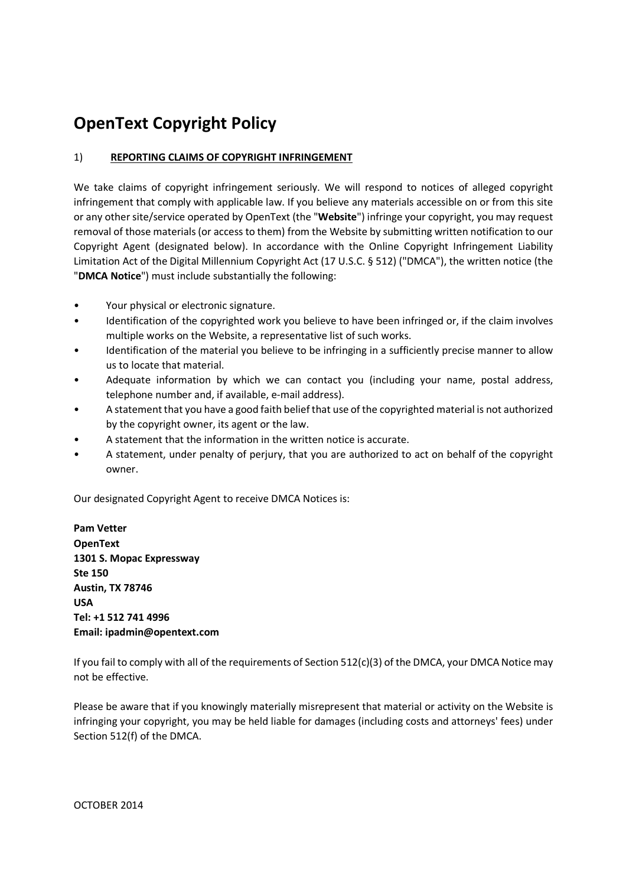# OpenText Copyright Policy

## 1) REPORTING CLAIMS OF COPYRIGHT INFRINGEMENT

We take claims of copyright infringement seriously. We will respond to notices of alleged copyright infringement that comply with applicable law. If you believe any materials accessible on or from this site or any other site/service operated by OpenText (the "**Website**") infringe your copyright, you may request removal of those materials (or access to them) from the Website by submitting written notification to our Copyright Agent (designated below). In accordance with the Online Copyright Infringement Liability Limitation Act of the Digital Millennium Copyright Act (17 U.S.C. § 512) ("DMCA"), the written notice (the "**DMCA Notice**") must include substantially the following:

- Your physical or electronic signature.
- Identification of the copyrighted work you believe to have been infringed or, if the claim involves multiple works on the Website, a representative list of such works.
- Identification of the material you believe to be infringing in a sufficiently precise manner to allow us to locate that material.
- Adequate information by which we can contact you (including your name, postal address, telephone number and, if available, e-mail address).
- A statement that you have a good faith belief that use of the copyrighted material is not authorized by the copyright owner, its agent or the law.
- A statement that the information in the written notice is accurate.
- A statement, under penalty of perjury, that you are authorized to act on behalf of the copyright owner.

Our designated Copyright Agent to receive DMCA Notices is:

**Pam Vetter**
**OpenText**
**1301 S. Mopac Expressway**
**Ste 150**
**Austin, TX 78746**
**USA**
**Tel: +1 512 741 4996**
**Email: ipadmin@opentext.com**

If you fail to comply with all of the requirements of Section 512(c)(3) of the DMCA, your DMCA Notice may not be effective.

Please be aware that if you knowingly materially misrepresent that material or activity on the Website is infringing your copyright, you may be held liable for damages (including costs and attorneys' fees) under Section 512(f) of the DMCA.

OCTOBER 2014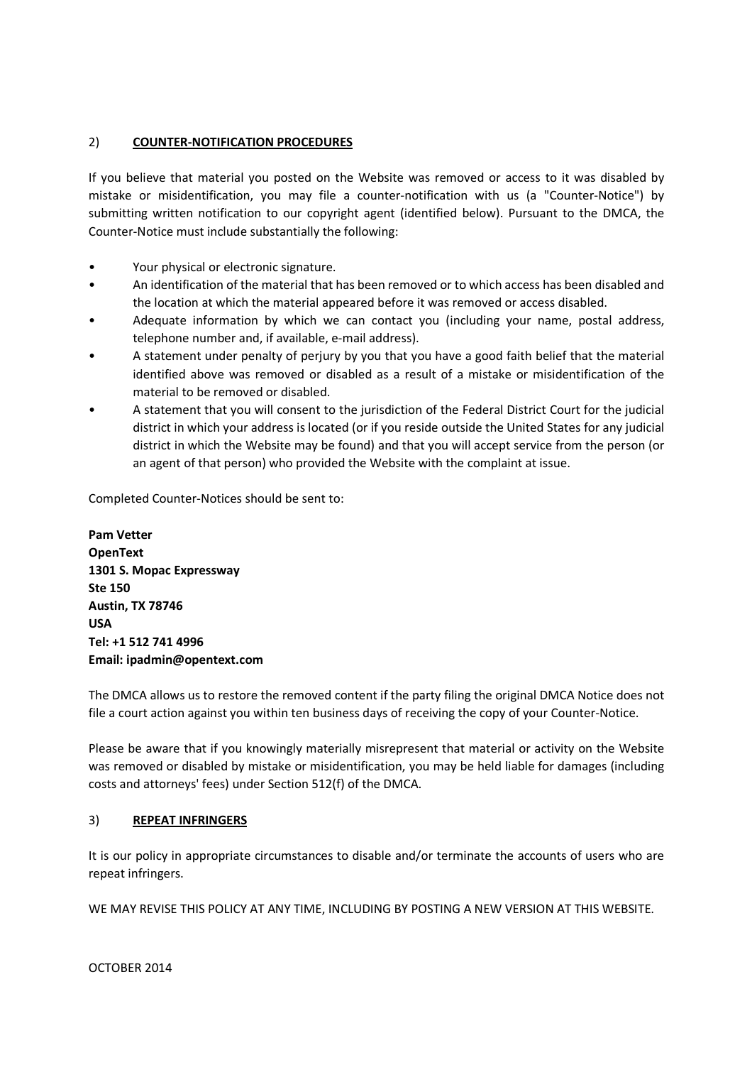## 2) **COUNTER-NOTIFICATION PROCEDURES**

If you believe that material you posted on the Website was removed or access to it was disabled by mistake or misidentification, you may file a counter-notification with us (a "Counter-Notice") by submitting written notification to our copyright agent (identified below). Pursuant to the DMCA, the Counter-Notice must include substantially the following:

- Your physical or electronic signature.
- An identification of the material that has been removed or to which access has been disabled and the location at which the material appeared before it was removed or access disabled.
- Adequate information by which we can contact you (including your name, postal address, telephone number and, if available, e-mail address).
- A statement under penalty of perjury by you that you have a good faith belief that the material identified above was removed or disabled as a result of a mistake or misidentification of the material to be removed or disabled.
- A statement that you will consent to the jurisdiction of the Federal District Court for the judicial district in which your address is located (or if you reside outside the United States for any judicial district in which the Website may be found) and that you will accept service from the person (or an agent of that person) who provided the Website with the complaint at issue.

Completed Counter-Notices should be sent to:

**Pam Vetter**
**OpenText**
**1301 S. Mopac Expressway**
**Ste 150**
**Austin, TX 78746**
**USA**
**Tel: +1 512 741 4996**
**Email: ipadmin@opentext.com**

The DMCA allows us to restore the removed content if the party filing the original DMCA Notice does not file a court action against you within ten business days of receiving the copy of your Counter-Notice.

Please be aware that if you knowingly materially misrepresent that material or activity on the Website was removed or disabled by mistake or misidentification, you may be held liable for damages (including costs and attorneys' fees) under Section 512(f) of the DMCA.

## 3) **REPEAT INFRINGERS**

It is our policy in appropriate circumstances to disable and/or terminate the accounts of users who are repeat infringers.

WE MAY REVISE THIS POLICY AT ANY TIME, INCLUDING BY POSTING A NEW VERSION AT THIS WEBSITE.

OCTOBER 2014